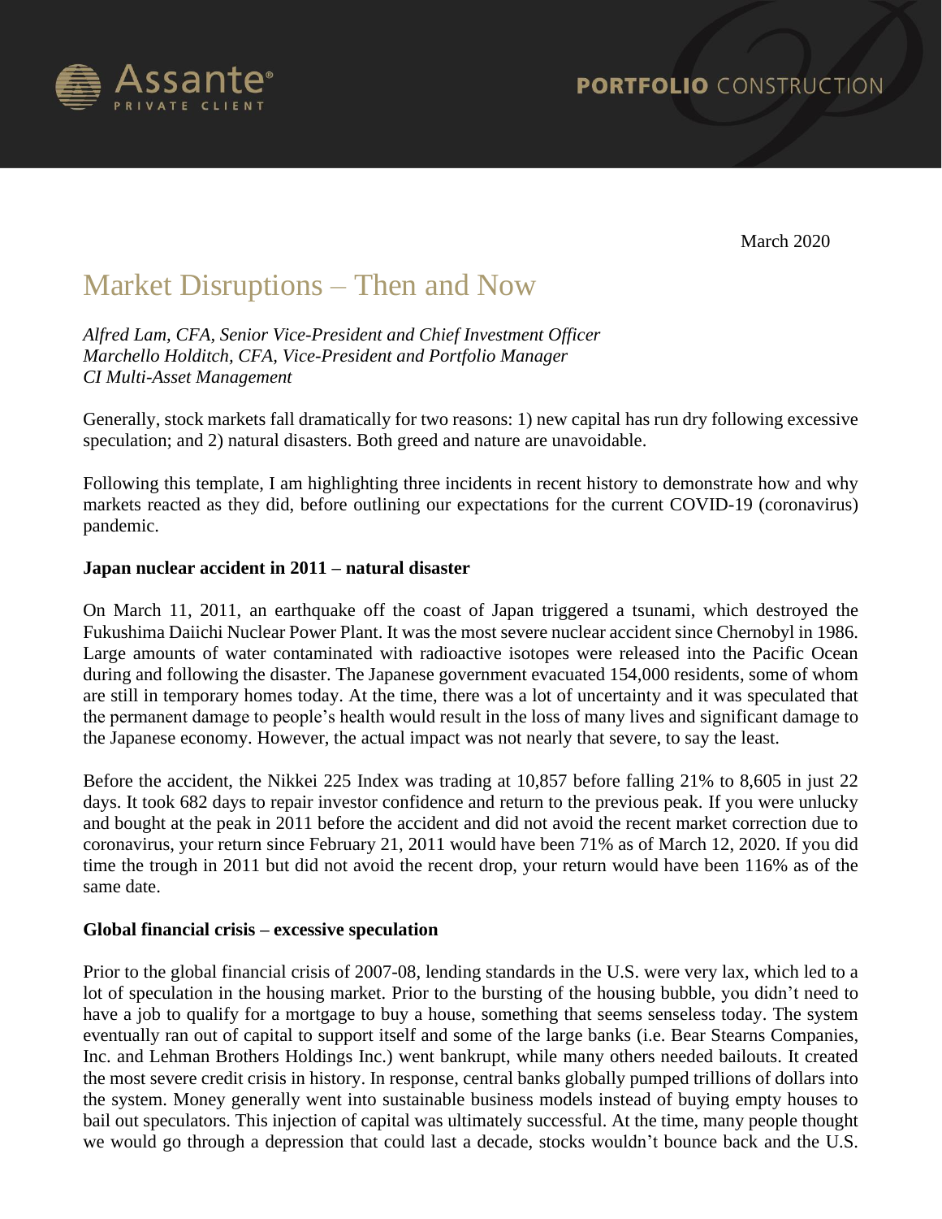Assante® PRIVATE CLIENT

**PORTFOLIO** CONSTRUCTION

March 2020

# Market Disruptions – Then and Now

*Alfred Lam, CFA, Senior Vice-President and Chief Investment Officer*
*Marchello Holditch, CFA, Vice-President and Portfolio Manager*
*CI Multi-Asset Management*

Generally, stock markets fall dramatically for two reasons: 1) new capital has run dry following excessive speculation; and 2) natural disasters. Both greed and nature are unavoidable.

Following this template, I am highlighting three incidents in recent history to demonstrate how and why markets reacted as they did, before outlining our expectations for the current COVID-19 (coronavirus) pandemic.

**Japan nuclear accident in 2011 – natural disaster**

On March 11, 2011, an earthquake off the coast of Japan triggered a tsunami, which destroyed the Fukushima Daiichi Nuclear Power Plant. It was the most severe nuclear accident since Chernobyl in 1986. Large amounts of water contaminated with radioactive isotopes were released into the Pacific Ocean during and following the disaster. The Japanese government evacuated 154,000 residents, some of whom are still in temporary homes today. At the time, there was a lot of uncertainty and it was speculated that the permanent damage to people's health would result in the loss of many lives and significant damage to the Japanese economy. However, the actual impact was not nearly that severe, to say the least.

Before the accident, the Nikkei 225 Index was trading at 10,857 before falling 21% to 8,605 in just 22 days. It took 682 days to repair investor confidence and return to the previous peak. If you were unlucky and bought at the peak in 2011 before the accident and did not avoid the recent market correction due to coronavirus, your return since February 21, 2011 would have been 71% as of March 12, 2020. If you did time the trough in 2011 but did not avoid the recent drop, your return would have been 116% as of the same date.

**Global financial crisis – excessive speculation**

Prior to the global financial crisis of 2007-08, lending standards in the U.S. were very lax, which led to a lot of speculation in the housing market. Prior to the bursting of the housing bubble, you didn't need to have a job to qualify for a mortgage to buy a house, something that seems senseless today. The system eventually ran out of capital to support itself and some of the large banks (i.e. Bear Stearns Companies, Inc. and Lehman Brothers Holdings Inc.) went bankrupt, while many others needed bailouts. It created the most severe credit crisis in history. In response, central banks globally pumped trillions of dollars into the system. Money generally went into sustainable business models instead of buying empty houses to bail out speculators. This injection of capital was ultimately successful. At the time, many people thought we would go through a depression that could last a decade, stocks wouldn't bounce back and the U.S.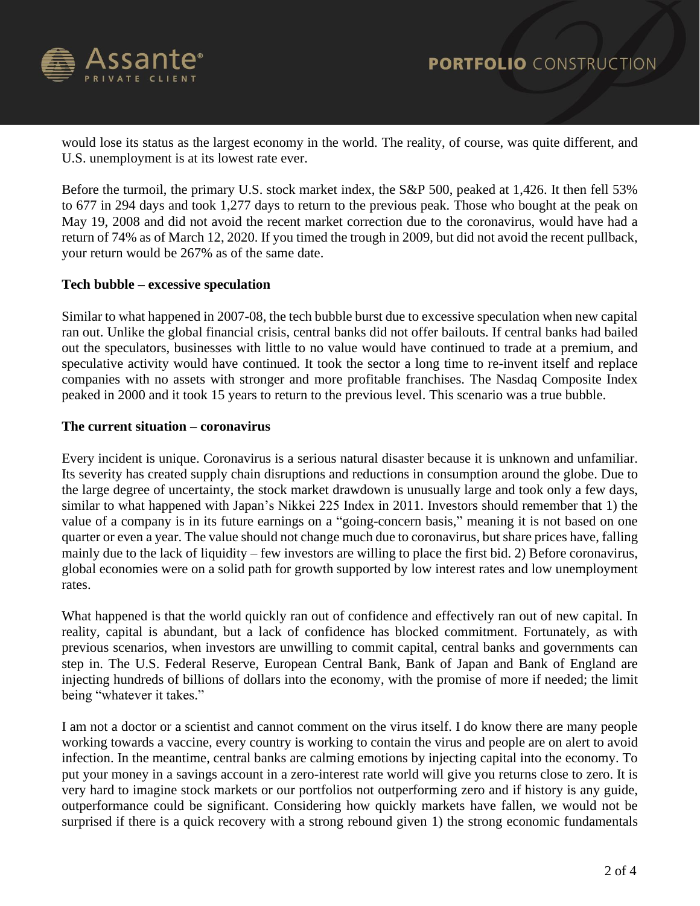would lose its status as the largest economy in the world. The reality, of course, was quite different, and U.S. unemployment is at its lowest rate ever.

Before the turmoil, the primary U.S. stock market index, the S&P 500, peaked at 1,426. It then fell 53% to 677 in 294 days and took 1,277 days to return to the previous peak. Those who bought at the peak on May 19, 2008 and did not avoid the recent market correction due to the coronavirus, would have had a return of 74% as of March 12, 2020. If you timed the trough in 2009, but did not avoid the recent pullback, your return would be 267% as of the same date.

**Tech bubble – excessive speculation**

Similar to what happened in 2007-08, the tech bubble burst due to excessive speculation when new capital ran out. Unlike the global financial crisis, central banks did not offer bailouts. If central banks had bailed out the speculators, businesses with little to no value would have continued to trade at a premium, and speculative activity would have continued. It took the sector a long time to re-invent itself and replace companies with no assets with stronger and more profitable franchises. The Nasdaq Composite Index peaked in 2000 and it took 15 years to return to the previous level. This scenario was a true bubble.

**The current situation – coronavirus**

Every incident is unique. Coronavirus is a serious natural disaster because it is unknown and unfamiliar. Its severity has created supply chain disruptions and reductions in consumption around the globe. Due to the large degree of uncertainty, the stock market drawdown is unusually large and took only a few days, similar to what happened with Japan's Nikkei 225 Index in 2011. Investors should remember that 1) the value of a company is in its future earnings on a "going-concern basis," meaning it is not based on one quarter or even a year. The value should not change much due to coronavirus, but share prices have, falling mainly due to the lack of liquidity – few investors are willing to place the first bid. 2) Before coronavirus, global economies were on a solid path for growth supported by low interest rates and low unemployment rates.

What happened is that the world quickly ran out of confidence and effectively ran out of new capital. In reality, capital is abundant, but a lack of confidence has blocked commitment. Fortunately, as with previous scenarios, when investors are unwilling to commit capital, central banks and governments can step in. The U.S. Federal Reserve, European Central Bank, Bank of Japan and Bank of England are injecting hundreds of billions of dollars into the economy, with the promise of more if needed; the limit being "whatever it takes."

I am not a doctor or a scientist and cannot comment on the virus itself. I do know there are many people working towards a vaccine, every country is working to contain the virus and people are on alert to avoid infection. In the meantime, central banks are calming emotions by injecting capital into the economy. To put your money in a savings account in a zero-interest rate world will give you returns close to zero. It is very hard to imagine stock markets or our portfolios not outperforming zero and if history is any guide, outperformance could be significant. Considering how quickly markets have fallen, we would not be surprised if there is a quick recovery with a strong rebound given 1) the strong economic fundamentals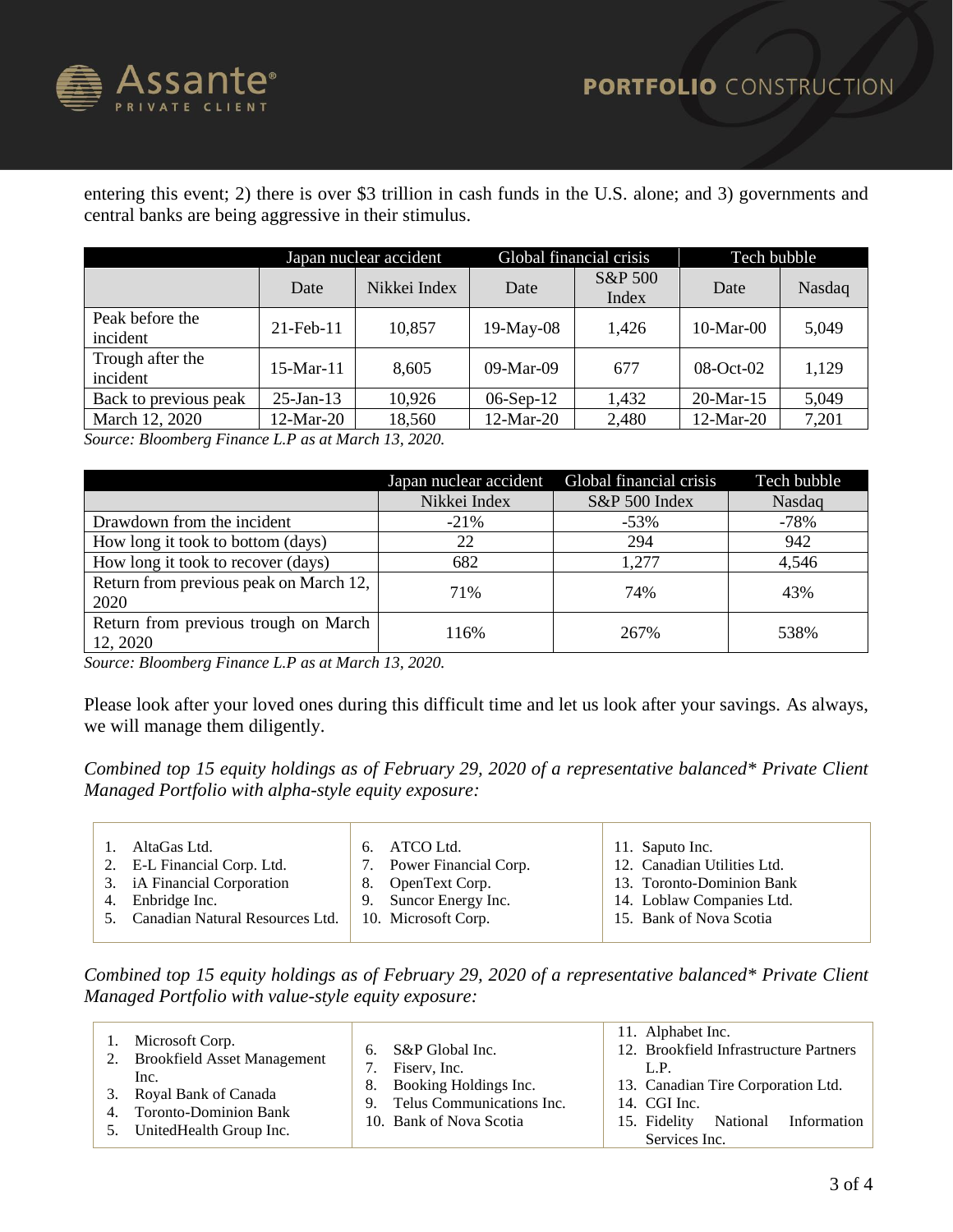entering this event; 2) there is over $3 trillion in cash funds in the U.S. alone; and 3) governments and central banks are being aggressive in their stimulus.

| | Japan nuclear accident | | Global financial crisis | | Tech bubble | |
|---|---|---|---|---|---|---|
| | Date | Nikkei Index | Date | S&P 500 Index | Date | Nasdaq |
| Peak before the incident | 21-Feb-11 | 10,857 | 19-May-08 | 1,426 | 10-Mar-00 | 5,049 |
| Trough after the incident | 15-Mar-11 | 8,605 | 09-Mar-09 | 677 | 08-Oct-02 | 1,129 |
| Back to previous peak | 25-Jan-13 | 10,926 | 06-Sep-12 | 1,432 | 20-Mar-15 | 5,049 |
| March 12, 2020 | 12-Mar-20 | 18,560 | 12-Mar-20 | 2,480 | 12-Mar-20 | 7,201 |

*Source: Bloomberg Finance L.P as at March 13, 2020.*

| | Japan nuclear accident | Global financial crisis | Tech bubble |
|---|---|---|---|
| | Nikkei Index | S&P 500 Index | Nasdaq |
| Drawdown from the incident | -21% | -53% | -78% |
| How long it took to bottom (days) | 22 | 294 | 942 |
| How long it took to recover (days) | 682 | 1,277 | 4,546 |
| Return from previous peak on March 12, 2020 | 71% | 74% | 43% |
| Return from previous trough on March 12, 2020 | 116% | 267% | 538% |

*Source: Bloomberg Finance L.P as at March 13, 2020.*

Please look after your loved ones during this difficult time and let us look after your savings. As always, we will manage them diligently.

*Combined top 15 equity holdings as of February 29, 2020 of a representative balanced* Private Client Managed Portfolio with alpha-style equity exposure:*

1. AltaGas Ltd.
2. E-L Financial Corp. Ltd.
3. iA Financial Corporation
4. Enbridge Inc.
5. Canadian Natural Resources Ltd.
6. ATCO Ltd.
7. Power Financial Corp.
8. OpenText Corp.
9. Suncor Energy Inc.
10. Microsoft Corp.
11. Saputo Inc.
12. Canadian Utilities Ltd.
13. Toronto-Dominion Bank
14. Loblaw Companies Ltd.
15. Bank of Nova Scotia

*Combined top 15 equity holdings as of February 29, 2020 of a representative balanced* Private Client Managed Portfolio with value-style equity exposure:*

1. Microsoft Corp.
2. Brookfield Asset Management Inc.
3. Royal Bank of Canada
4. Toronto-Dominion Bank
5. UnitedHealth Group Inc.
6. S&P Global Inc.
7. Fiserv, Inc.
8. Booking Holdings Inc.
9. Telus Communications Inc.
10. Bank of Nova Scotia
11. Alphabet Inc.
12. Brookfield Infrastructure Partners L.P.
13. Canadian Tire Corporation Ltd.
14. CGI Inc.
15. Fidelity National Information Services Inc.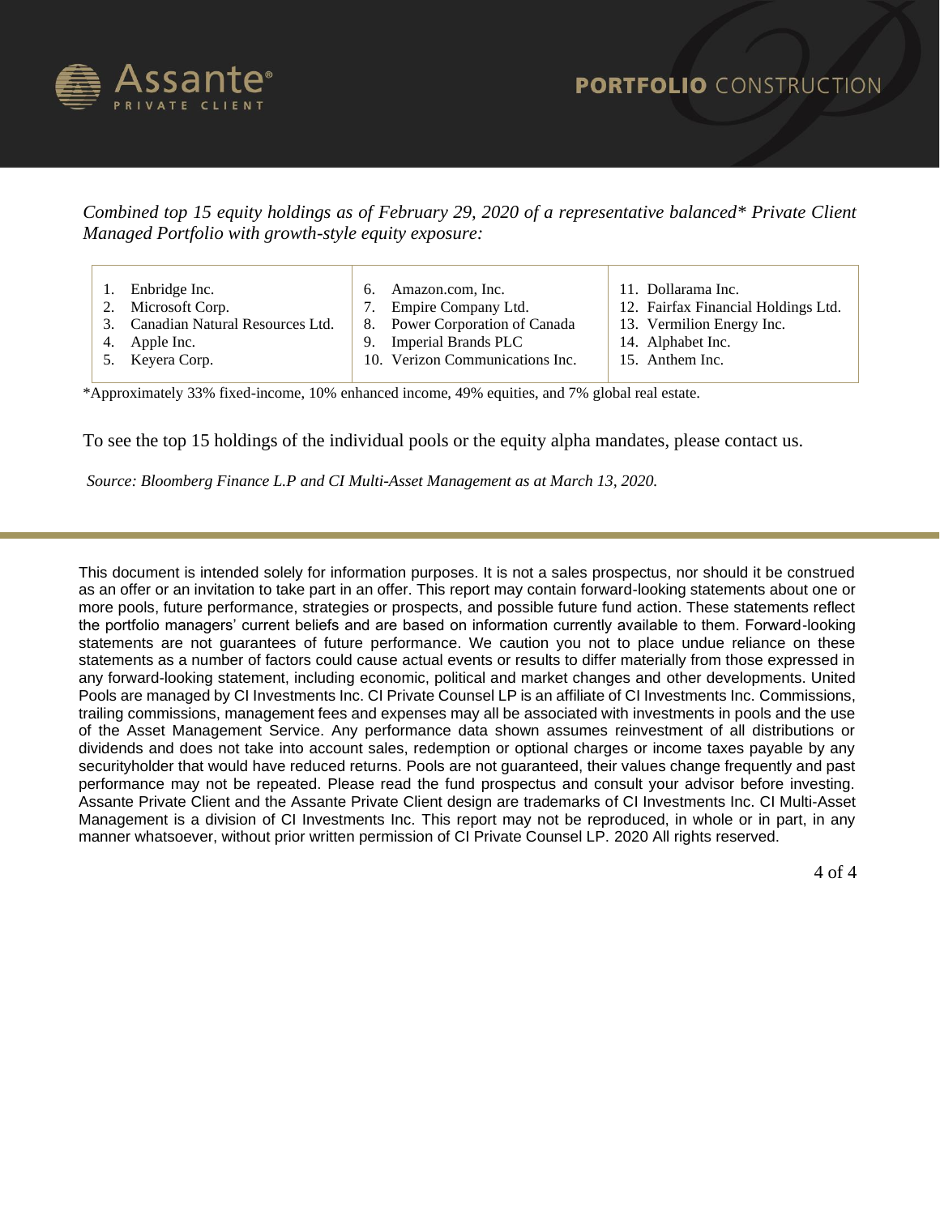*Combined top 15 equity holdings as of February 29, 2020 of a representative balanced\* Private Client Managed Portfolio with growth-style equity exposure:*

| | | |
|---|---|---|
| 1. Enbridge Inc. | 6. Amazon.com, Inc. | 11. Dollarama Inc. |
| 2. Microsoft Corp. | 7. Empire Company Ltd. | 12. Fairfax Financial Holdings Ltd. |
| 3. Canadian Natural Resources Ltd. | 8. Power Corporation of Canada | 13. Vermilion Energy Inc. |
| 4. Apple Inc. | 9. Imperial Brands PLC | 14. Alphabet Inc. |
| 5. Keyera Corp. | 10. Verizon Communications Inc. | 15. Anthem Inc. |

\*Approximately 33% fixed-income, 10% enhanced income, 49% equities, and 7% global real estate.

To see the top 15 holdings of the individual pools or the equity alpha mandates, please contact us.

*Source: Bloomberg Finance L.P and CI Multi-Asset Management as at March 13, 2020.*

This document is intended solely for information purposes. It is not a sales prospectus, nor should it be construed as an offer or an invitation to take part in an offer. This report may contain forward-looking statements about one or more pools, future performance, strategies or prospects, and possible future fund action. These statements reflect the portfolio managers' current beliefs and are based on information currently available to them. Forward-looking statements are not guarantees of future performance. We caution you not to place undue reliance on these statements as a number of factors could cause actual events or results to differ materially from those expressed in any forward-looking statement, including economic, political and market changes and other developments. United Pools are managed by CI Investments Inc. CI Private Counsel LP is an affiliate of CI Investments Inc. Commissions, trailing commissions, management fees and expenses may all be associated with investments in pools and the use of the Asset Management Service. Any performance data shown assumes reinvestment of all distributions or dividends and does not take into account sales, redemption or optional charges or income taxes payable by any securityholder that would have reduced returns. Pools are not guaranteed, their values change frequently and past performance may not be repeated. Please read the fund prospectus and consult your advisor before investing. Assante Private Client and the Assante Private Client design are trademarks of CI Investments Inc. CI Multi-Asset Management is a division of CI Investments Inc. This report may not be reproduced, in whole or in part, in any manner whatsoever, without prior written permission of CI Private Counsel LP. 2020 All rights reserved.